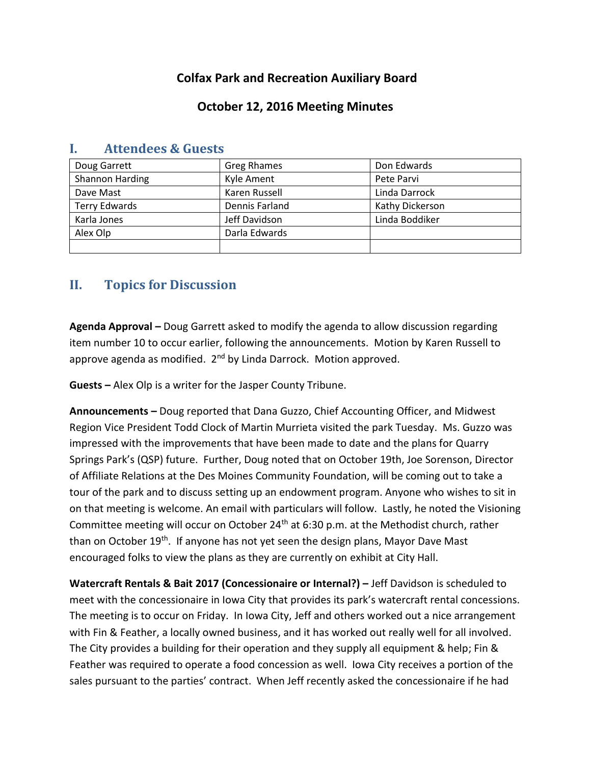# Colfax Park and Recreation Auxiliary Board

## October 12, 2016 Meeting Minutes

## I. Attendees & Guests

| | | |
|---|---|---|
| Doug Garrett | Greg Rhames | Don Edwards |
| Shannon Harding | Kyle Ament | Pete Parvi |
| Dave Mast | Karen Russell | Linda Darrock |
| Terry Edwards | Dennis Farland | Kathy Dickerson |
| Karla Jones | Jeff Davidson | Linda Boddiker |
| Alex Olp | Darla Edwards | |
| | | |

## II. Topics for Discussion

**Agenda Approval –** Doug Garrett asked to modify the agenda to allow discussion regarding item number 10 to occur earlier, following the announcements. Motion by Karen Russell to approve agenda as modified. 2nd by Linda Darrock. Motion approved.

**Guests –** Alex Olp is a writer for the Jasper County Tribune.

**Announcements –** Doug reported that Dana Guzzo, Chief Accounting Officer, and Midwest Region Vice President Todd Clock of Martin Murrieta visited the park Tuesday. Ms. Guzzo was impressed with the improvements that have been made to date and the plans for Quarry Springs Park's (QSP) future. Further, Doug noted that on October 19th, Joe Sorenson, Director of Affiliate Relations at the Des Moines Community Foundation, will be coming out to take a tour of the park and to discuss setting up an endowment program. Anyone who wishes to sit in on that meeting is welcome. An email with particulars will follow. Lastly, he noted the Visioning Committee meeting will occur on October 24th at 6:30 p.m. at the Methodist church, rather than on October 19th. If anyone has not yet seen the design plans, Mayor Dave Mast encouraged folks to view the plans as they are currently on exhibit at City Hall.

**Watercraft Rentals & Bait 2017 (Concessionaire or Internal?) –** Jeff Davidson is scheduled to meet with the concessionaire in Iowa City that provides its park's watercraft rental concessions. The meeting is to occur on Friday. In Iowa City, Jeff and others worked out a nice arrangement with Fin & Feather, a locally owned business, and it has worked out really well for all involved. The City provides a building for their operation and they supply all equipment & help; Fin & Feather was required to operate a food concession as well. Iowa City receives a portion of the sales pursuant to the parties' contract. When Jeff recently asked the concessionaire if he had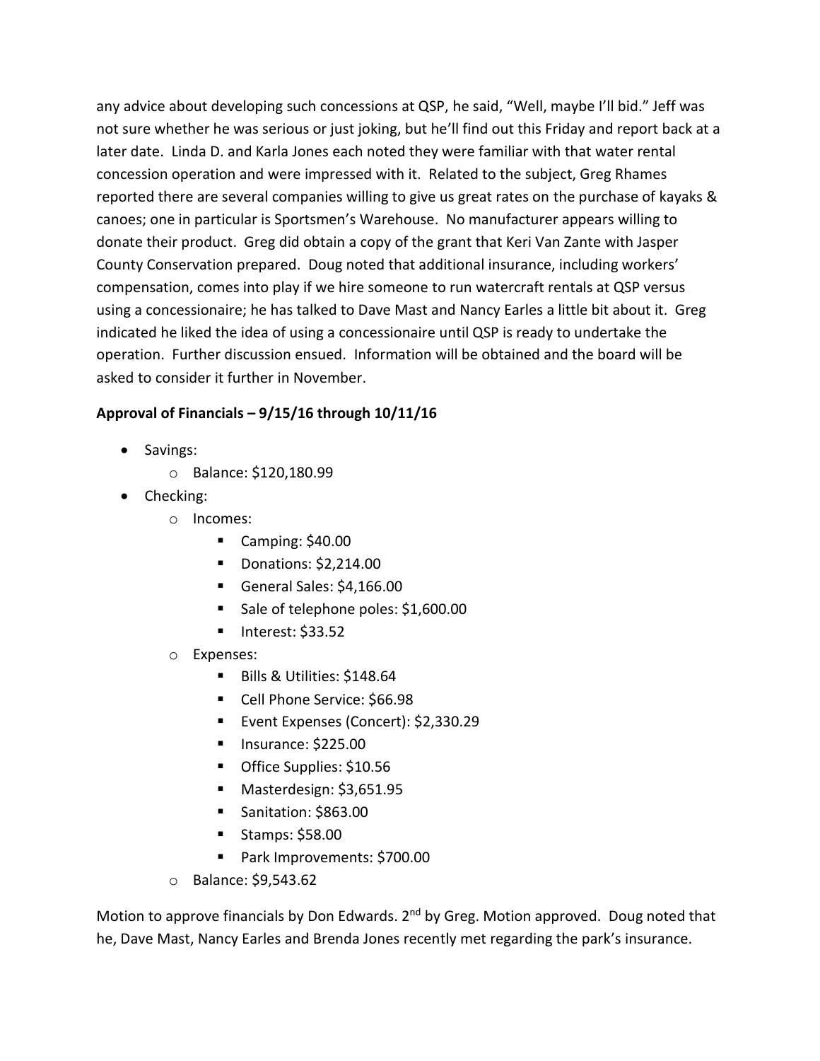any advice about developing such concessions at QSP, he said, "Well, maybe I'll bid." Jeff was not sure whether he was serious or just joking, but he'll find out this Friday and report back at a later date. Linda D. and Karla Jones each noted they were familiar with that water rental concession operation and were impressed with it. Related to the subject, Greg Rhames reported there are several companies willing to give us great rates on the purchase of kayaks & canoes; one in particular is Sportsmen's Warehouse. No manufacturer appears willing to donate their product. Greg did obtain a copy of the grant that Keri Van Zante with Jasper County Conservation prepared. Doug noted that additional insurance, including workers' compensation, comes into play if we hire someone to run watercraft rentals at QSP versus using a concessionaire; he has talked to Dave Mast and Nancy Earles a little bit about it. Greg indicated he liked the idea of using a concessionaire until QSP is ready to undertake the operation. Further discussion ensued. Information will be obtained and the board will be asked to consider it further in November.

**Approval of Financials – 9/15/16 through 10/11/16**

- Savings:
    - Balance: $120,180.99
- Checking:
    - Incomes:
        - Camping: $40.00
        - Donations: $2,214.00
        - General Sales: $4,166.00
        - Sale of telephone poles: $1,600.00
        - Interest: $33.52
    - Expenses:
        - Bills & Utilities: $148.64
        - Cell Phone Service: $66.98
        - Event Expenses (Concert): $2,330.29
        - Insurance: $225.00
        - Office Supplies: $10.56
        - Masterdesign: $3,651.95
        - Sanitation: $863.00
        - Stamps: $58.00
        - Park Improvements: $700.00
    - Balance: $9,543.62

Motion to approve financials by Don Edwards. 2nd by Greg. Motion approved. Doug noted that he, Dave Mast, Nancy Earles and Brenda Jones recently met regarding the park's insurance.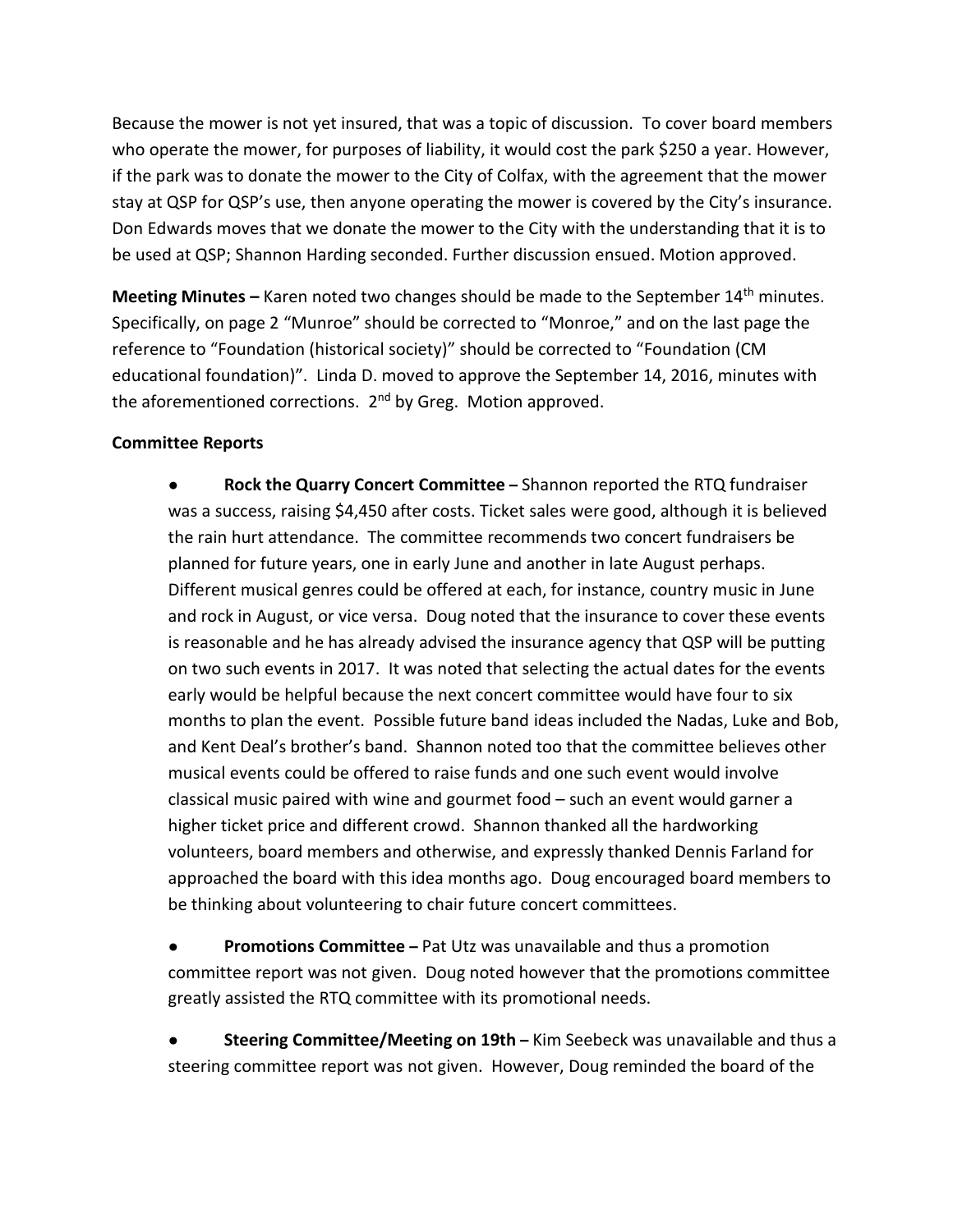Because the mower is not yet insured, that was a topic of discussion. To cover board members who operate the mower, for purposes of liability, it would cost the park $250 a year. However, if the park was to donate the mower to the City of Colfax, with the agreement that the mower stay at QSP for QSP's use, then anyone operating the mower is covered by the City's insurance. Don Edwards moves that we donate the mower to the City with the understanding that it is to be used at QSP; Shannon Harding seconded. Further discussion ensued. Motion approved.

**Meeting Minutes –** Karen noted two changes should be made to the September 14th minutes. Specifically, on page 2 "Munroe" should be corrected to "Monroe," and on the last page the reference to "Foundation (historical society)" should be corrected to "Foundation (CM educational foundation)". Linda D. moved to approve the September 14, 2016, minutes with the aforementioned corrections. 2nd by Greg. Motion approved.

**Committee Reports**

- **Rock the Quarry Concert Committee –** Shannon reported the RTQ fundraiser was a success, raising $4,450 after costs. Ticket sales were good, although it is believed the rain hurt attendance. The committee recommends two concert fundraisers be planned for future years, one in early June and another in late August perhaps. Different musical genres could be offered at each, for instance, country music in June and rock in August, or vice versa. Doug noted that the insurance to cover these events is reasonable and he has already advised the insurance agency that QSP will be putting on two such events in 2017. It was noted that selecting the actual dates for the events early would be helpful because the next concert committee would have four to six months to plan the event. Possible future band ideas included the Nadas, Luke and Bob, and Kent Deal's brother's band. Shannon noted too that the committee believes other musical events could be offered to raise funds and one such event would involve classical music paired with wine and gourmet food – such an event would garner a higher ticket price and different crowd. Shannon thanked all the hardworking volunteers, board members and otherwise, and expressly thanked Dennis Farland for approached the board with this idea months ago. Doug encouraged board members to be thinking about volunteering to chair future concert committees.

- **Promotions Committee –** Pat Utz was unavailable and thus a promotion committee report was not given. Doug noted however that the promotions committee greatly assisted the RTQ committee with its promotional needs.

- **Steering Committee/Meeting on 19th –** Kim Seebeck was unavailable and thus a steering committee report was not given. However, Doug reminded the board of the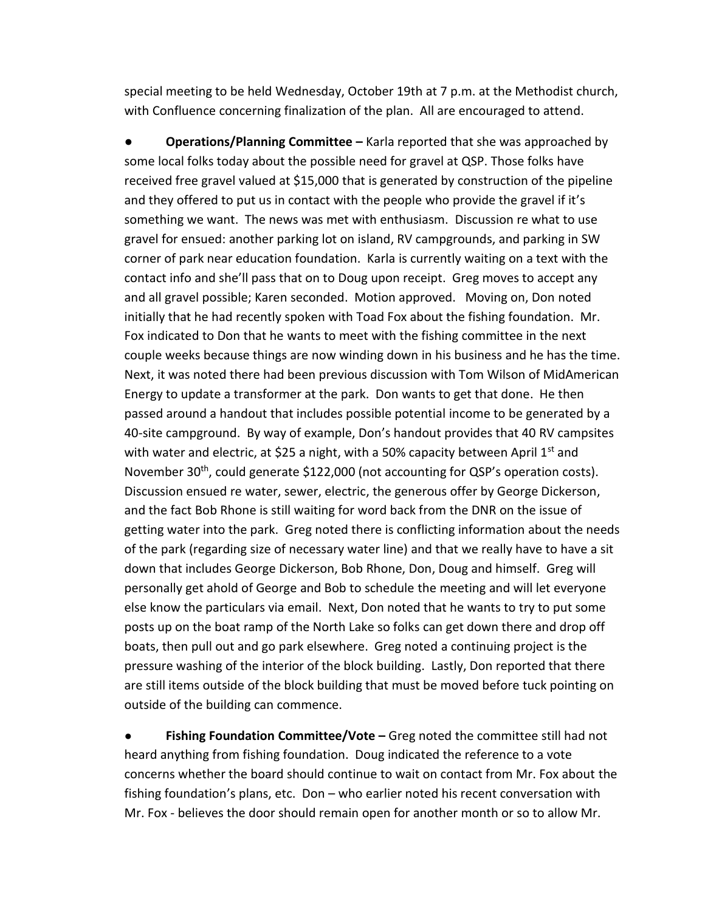special meeting to be held Wednesday, October 19th at 7 p.m. at the Methodist church, with Confluence concerning finalization of the plan. All are encouraged to attend.

- **Operations/Planning Committee –** Karla reported that she was approached by some local folks today about the possible need for gravel at QSP. Those folks have received free gravel valued at $15,000 that is generated by construction of the pipeline and they offered to put us in contact with the people who provide the gravel if it's something we want. The news was met with enthusiasm. Discussion re what to use gravel for ensued: another parking lot on island, RV campgrounds, and parking in SW corner of park near education foundation. Karla is currently waiting on a text with the contact info and she'll pass that on to Doug upon receipt. Greg moves to accept any and all gravel possible; Karen seconded. Motion approved. Moving on, Don noted initially that he had recently spoken with Toad Fox about the fishing foundation. Mr. Fox indicated to Don that he wants to meet with the fishing committee in the next couple weeks because things are now winding down in his business and he has the time. Next, it was noted there had been previous discussion with Tom Wilson of MidAmerican Energy to update a transformer at the park. Don wants to get that done. He then passed around a handout that includes possible potential income to be generated by a 40-site campground. By way of example, Don's handout provides that 40 RV campsites with water and electric, at $25 a night, with a 50% capacity between April 1st and November 30th, could generate $122,000 (not accounting for QSP's operation costs). Discussion ensued re water, sewer, electric, the generous offer by George Dickerson, and the fact Bob Rhone is still waiting for word back from the DNR on the issue of getting water into the park. Greg noted there is conflicting information about the needs of the park (regarding size of necessary water line) and that we really have to have a sit down that includes George Dickerson, Bob Rhone, Don, Doug and himself. Greg will personally get ahold of George and Bob to schedule the meeting and will let everyone else know the particulars via email. Next, Don noted that he wants to try to put some posts up on the boat ramp of the North Lake so folks can get down there and drop off boats, then pull out and go park elsewhere. Greg noted a continuing project is the pressure washing of the interior of the block building. Lastly, Don reported that there are still items outside of the block building that must be moved before tuck pointing on outside of the building can commence.

- **Fishing Foundation Committee/Vote –** Greg noted the committee still had not heard anything from fishing foundation. Doug indicated the reference to a vote concerns whether the board should continue to wait on contact from Mr. Fox about the fishing foundation's plans, etc. Don – who earlier noted his recent conversation with Mr. Fox - believes the door should remain open for another month or so to allow Mr.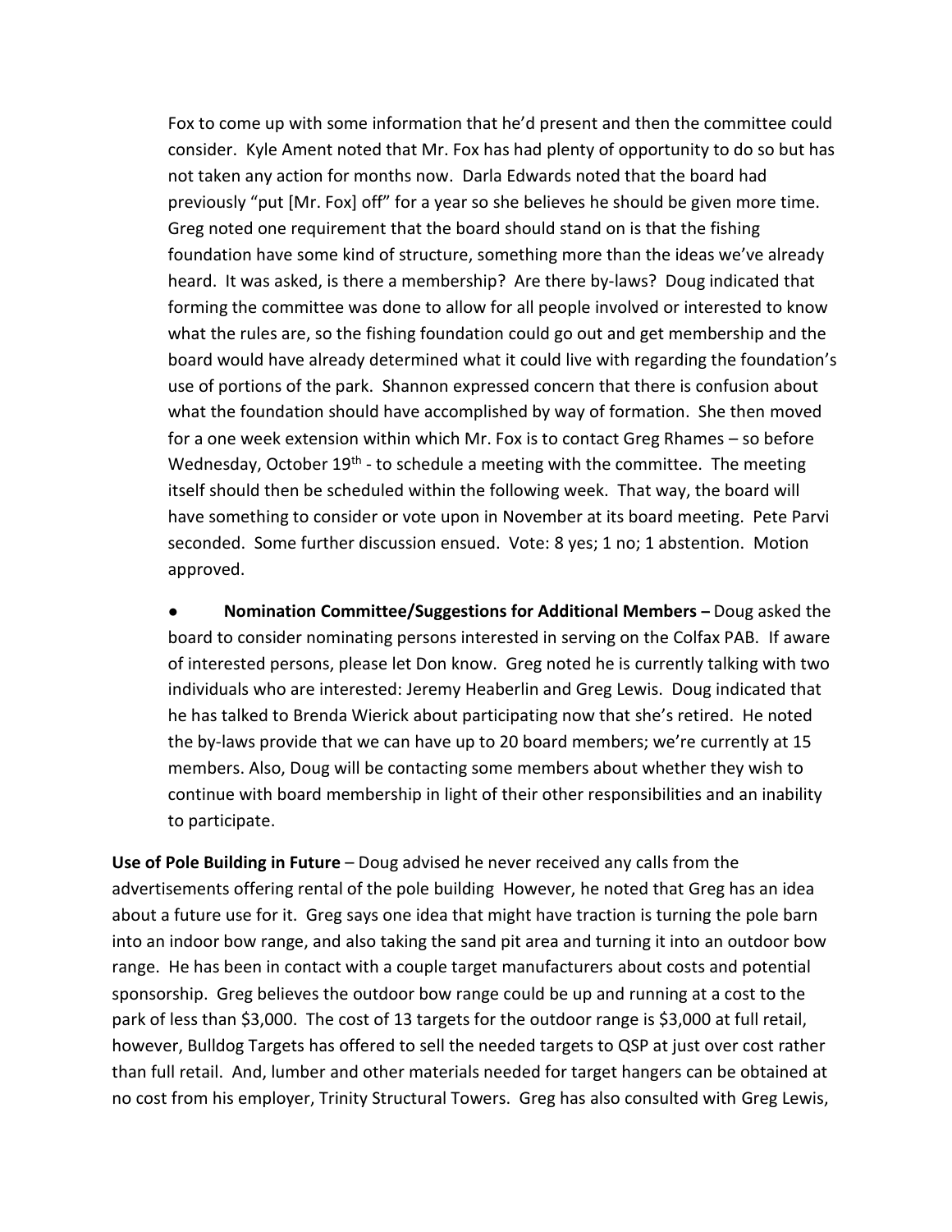Fox to come up with some information that he'd present and then the committee could consider. Kyle Ament noted that Mr. Fox has had plenty of opportunity to do so but has not taken any action for months now. Darla Edwards noted that the board had previously "put [Mr. Fox] off" for a year so she believes he should be given more time. Greg noted one requirement that the board should stand on is that the fishing foundation have some kind of structure, something more than the ideas we've already heard. It was asked, is there a membership? Are there by-laws? Doug indicated that forming the committee was done to allow for all people involved or interested to know what the rules are, so the fishing foundation could go out and get membership and the board would have already determined what it could live with regarding the foundation's use of portions of the park. Shannon expressed concern that there is confusion about what the foundation should have accomplished by way of formation. She then moved for a one week extension within which Mr. Fox is to contact Greg Rhames – so before Wednesday, October 19th - to schedule a meeting with the committee. The meeting itself should then be scheduled within the following week. That way, the board will have something to consider or vote upon in November at its board meeting. Pete Parvi seconded. Some further discussion ensued. Vote: 8 yes; 1 no; 1 abstention. Motion approved.

- **Nomination Committee/Suggestions for Additional Members –** Doug asked the board to consider nominating persons interested in serving on the Colfax PAB. If aware of interested persons, please let Don know. Greg noted he is currently talking with two individuals who are interested: Jeremy Heaberlin and Greg Lewis. Doug indicated that he has talked to Brenda Wierick about participating now that she's retired. He noted the by-laws provide that we can have up to 20 board members; we're currently at 15 members. Also, Doug will be contacting some members about whether they wish to continue with board membership in light of their other responsibilities and an inability to participate.

**Use of Pole Building in Future** – Doug advised he never received any calls from the advertisements offering rental of the pole building However, he noted that Greg has an idea about a future use for it. Greg says one idea that might have traction is turning the pole barn into an indoor bow range, and also taking the sand pit area and turning it into an outdoor bow range. He has been in contact with a couple target manufacturers about costs and potential sponsorship. Greg believes the outdoor bow range could be up and running at a cost to the park of less than $3,000. The cost of 13 targets for the outdoor range is $3,000 at full retail, however, Bulldog Targets has offered to sell the needed targets to QSP at just over cost rather than full retail. And, lumber and other materials needed for target hangers can be obtained at no cost from his employer, Trinity Structural Towers. Greg has also consulted with Greg Lewis,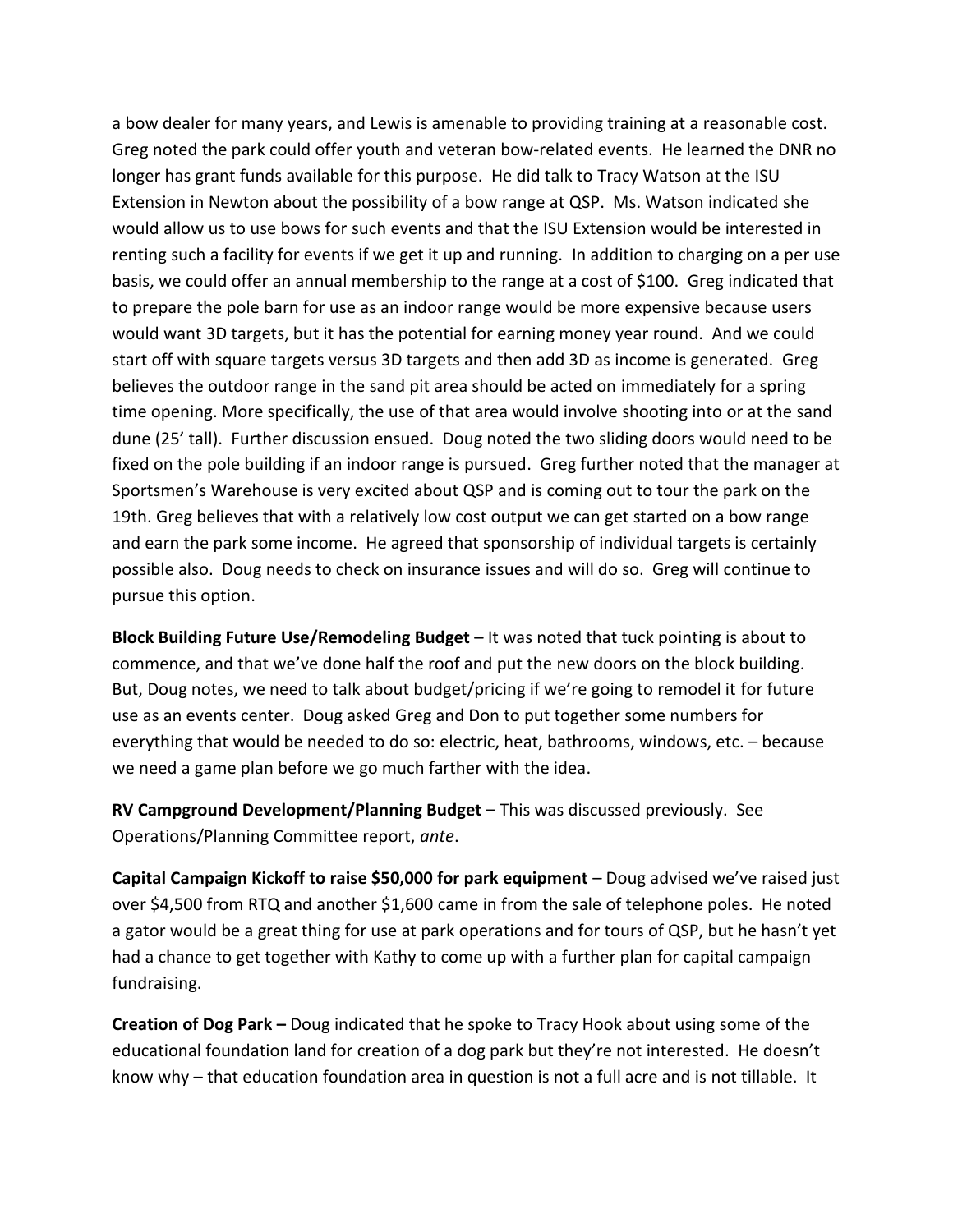a bow dealer for many years, and Lewis is amenable to providing training at a reasonable cost. Greg noted the park could offer youth and veteran bow-related events. He learned the DNR no longer has grant funds available for this purpose. He did talk to Tracy Watson at the ISU Extension in Newton about the possibility of a bow range at QSP. Ms. Watson indicated she would allow us to use bows for such events and that the ISU Extension would be interested in renting such a facility for events if we get it up and running. In addition to charging on a per use basis, we could offer an annual membership to the range at a cost of $100. Greg indicated that to prepare the pole barn for use as an indoor range would be more expensive because users would want 3D targets, but it has the potential for earning money year round. And we could start off with square targets versus 3D targets and then add 3D as income is generated. Greg believes the outdoor range in the sand pit area should be acted on immediately for a spring time opening. More specifically, the use of that area would involve shooting into or at the sand dune (25' tall). Further discussion ensued. Doug noted the two sliding doors would need to be fixed on the pole building if an indoor range is pursued. Greg further noted that the manager at Sportsmen's Warehouse is very excited about QSP and is coming out to tour the park on the 19th. Greg believes that with a relatively low cost output we can get started on a bow range and earn the park some income. He agreed that sponsorship of individual targets is certainly possible also. Doug needs to check on insurance issues and will do so. Greg will continue to pursue this option.

**Block Building Future Use/Remodeling Budget** – It was noted that tuck pointing is about to commence, and that we've done half the roof and put the new doors on the block building. But, Doug notes, we need to talk about budget/pricing if we're going to remodel it for future use as an events center. Doug asked Greg and Don to put together some numbers for everything that would be needed to do so: electric, heat, bathrooms, windows, etc. – because we need a game plan before we go much farther with the idea.

**RV Campground Development/Planning Budget –** This was discussed previously. See Operations/Planning Committee report, *ante*.

**Capital Campaign Kickoff to raise $50,000 for park equipment** – Doug advised we've raised just over $4,500 from RTQ and another $1,600 came in from the sale of telephone poles. He noted a gator would be a great thing for use at park operations and for tours of QSP, but he hasn't yet had a chance to get together with Kathy to come up with a further plan for capital campaign fundraising.

**Creation of Dog Park –** Doug indicated that he spoke to Tracy Hook about using some of the educational foundation land for creation of a dog park but they're not interested. He doesn't know why – that education foundation area in question is not a full acre and is not tillable. It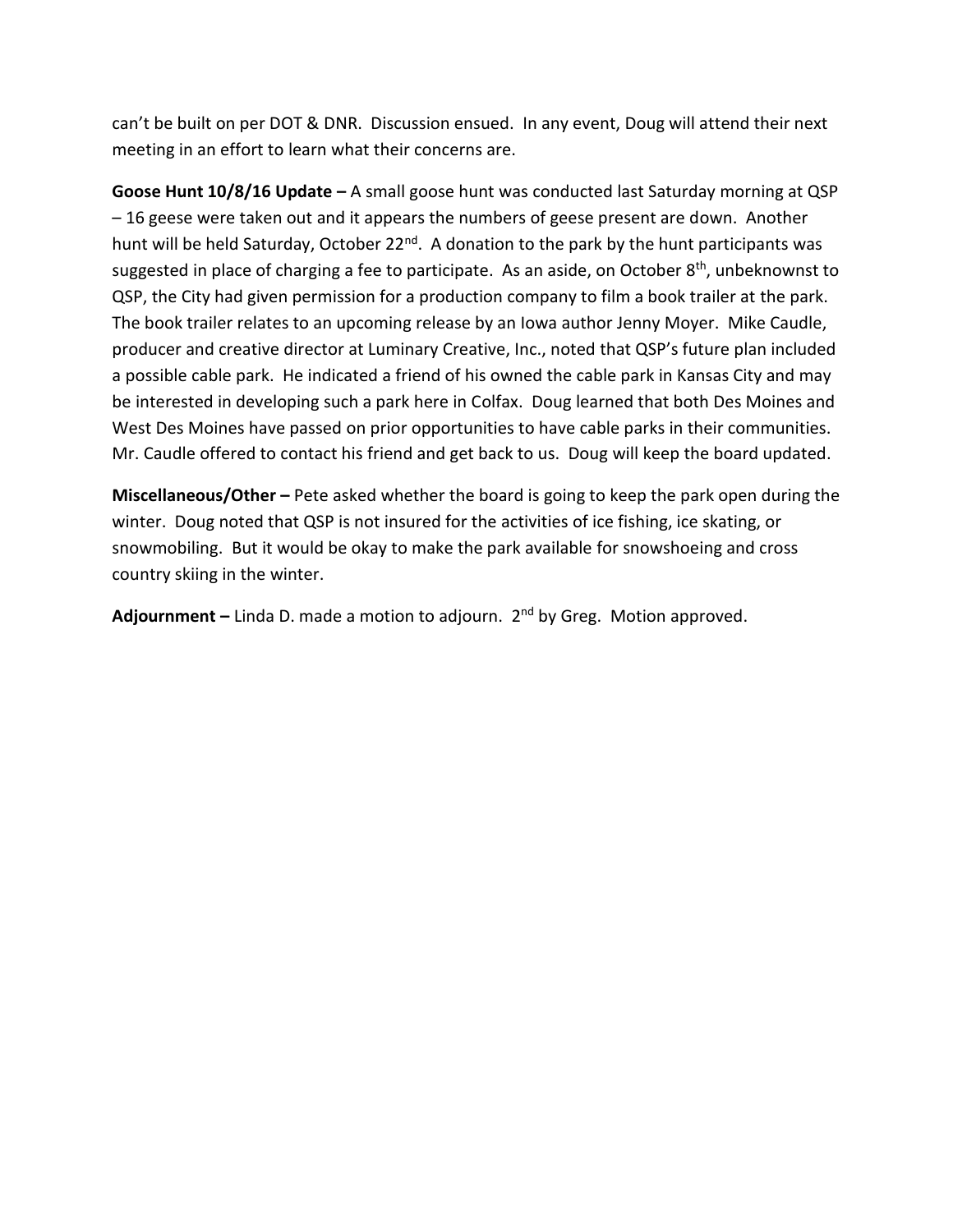can't be built on per DOT & DNR. Discussion ensued. In any event, Doug will attend their next meeting in an effort to learn what their concerns are.

**Goose Hunt 10/8/16 Update –** A small goose hunt was conducted last Saturday morning at QSP – 16 geese were taken out and it appears the numbers of geese present are down. Another hunt will be held Saturday, October 22nd. A donation to the park by the hunt participants was suggested in place of charging a fee to participate. As an aside, on October 8th, unbeknownst to QSP, the City had given permission for a production company to film a book trailer at the park. The book trailer relates to an upcoming release by an Iowa author Jenny Moyer. Mike Caudle, producer and creative director at Luminary Creative, Inc., noted that QSP's future plan included a possible cable park. He indicated a friend of his owned the cable park in Kansas City and may be interested in developing such a park here in Colfax. Doug learned that both Des Moines and West Des Moines have passed on prior opportunities to have cable parks in their communities. Mr. Caudle offered to contact his friend and get back to us. Doug will keep the board updated.

**Miscellaneous/Other –** Pete asked whether the board is going to keep the park open during the winter. Doug noted that QSP is not insured for the activities of ice fishing, ice skating, or snowmobiling. But it would be okay to make the park available for snowshoeing and cross country skiing in the winter.

**Adjournment –** Linda D. made a motion to adjourn. 2nd by Greg. Motion approved.